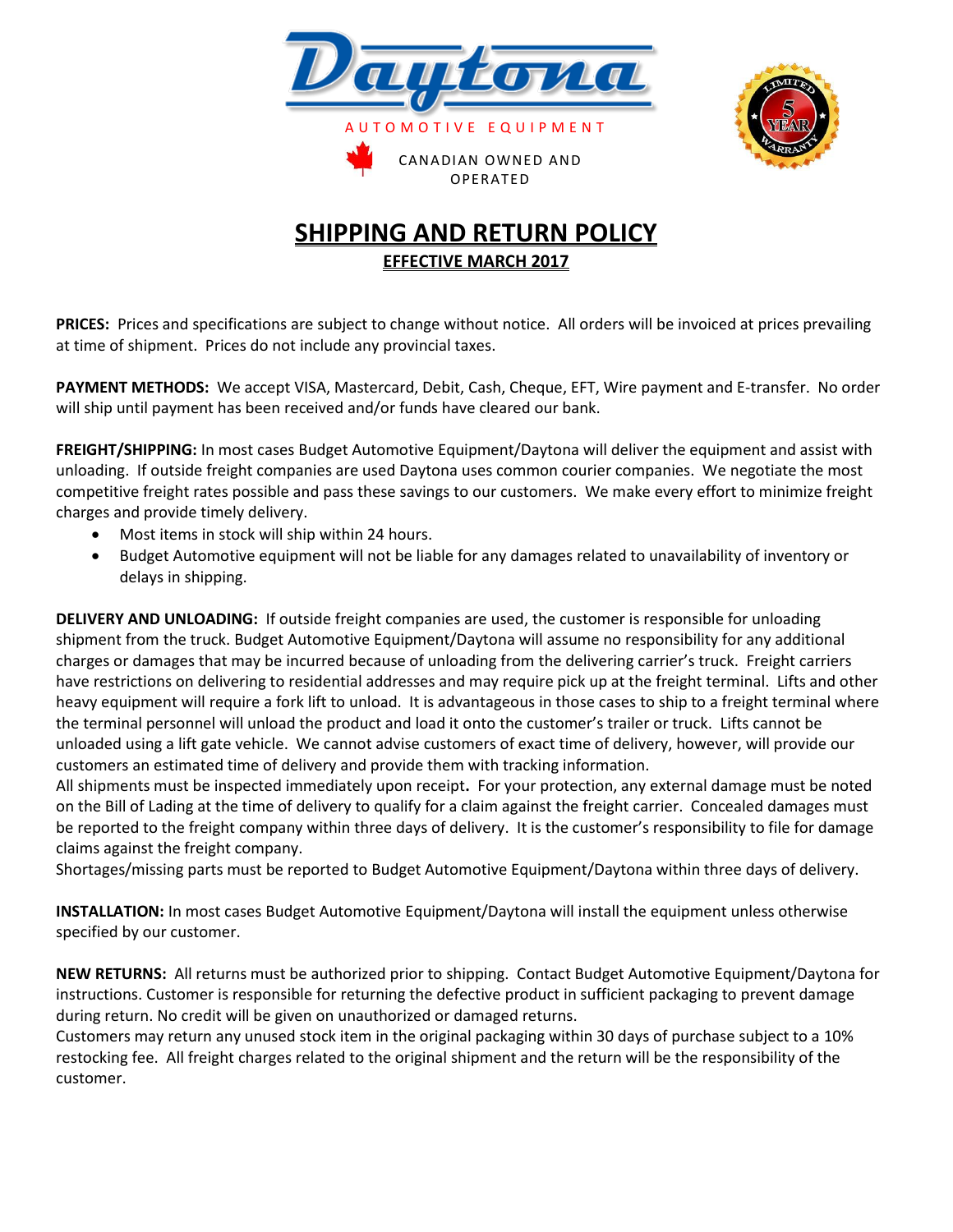Daytona

AUTOMOTIVE EQUIPMENT

CANADIAN OWNED AND OPERATED

LIMITED 5 YEAR WARRANTY

# SHIPPING AND RETURN POLICY

## EFFECTIVE MARCH 2017

**PRICES:** Prices and specifications are subject to change without notice. All orders will be invoiced at prices prevailing at time of shipment. Prices do not include any provincial taxes.

**PAYMENT METHODS:** We accept VISA, Mastercard, Debit, Cash, Cheque, EFT, Wire payment and E-transfer. No order will ship until payment has been received and/or funds have cleared our bank.

**FREIGHT/SHIPPING:** In most cases Budget Automotive Equipment/Daytona will deliver the equipment and assist with unloading. If outside freight companies are used Daytona uses common courier companies. We negotiate the most competitive freight rates possible and pass these savings to our customers. We make every effort to minimize freight charges and provide timely delivery.

- Most items in stock will ship within 24 hours.
- Budget Automotive equipment will not be liable for any damages related to unavailability of inventory or delays in shipping.

**DELIVERY AND UNLOADING:** If outside freight companies are used, the customer is responsible for unloading shipment from the truck. Budget Automotive Equipment/Daytona will assume no responsibility for any additional charges or damages that may be incurred because of unloading from the delivering carrier's truck. Freight carriers have restrictions on delivering to residential addresses and may require pick up at the freight terminal. Lifts and other heavy equipment will require a fork lift to unload. It is advantageous in those cases to ship to a freight terminal where the terminal personnel will unload the product and load it onto the customer's trailer or truck. Lifts cannot be unloaded using a lift gate vehicle. We cannot advise customers of exact time of delivery, however, will provide our customers an estimated time of delivery and provide them with tracking information.

All shipments must be inspected immediately upon receipt**.** For your protection, any external damage must be noted on the Bill of Lading at the time of delivery to qualify for a claim against the freight carrier. Concealed damages must be reported to the freight company within three days of delivery. It is the customer's responsibility to file for damage claims against the freight company.

Shortages/missing parts must be reported to Budget Automotive Equipment/Daytona within three days of delivery.

**INSTALLATION:** In most cases Budget Automotive Equipment/Daytona will install the equipment unless otherwise specified by our customer.

**NEW RETURNS:** All returns must be authorized prior to shipping. Contact Budget Automotive Equipment/Daytona for instructions. Customer is responsible for returning the defective product in sufficient packaging to prevent damage during return. No credit will be given on unauthorized or damaged returns.

Customers may return any unused stock item in the original packaging within 30 days of purchase subject to a 10% restocking fee. All freight charges related to the original shipment and the return will be the responsibility of the customer.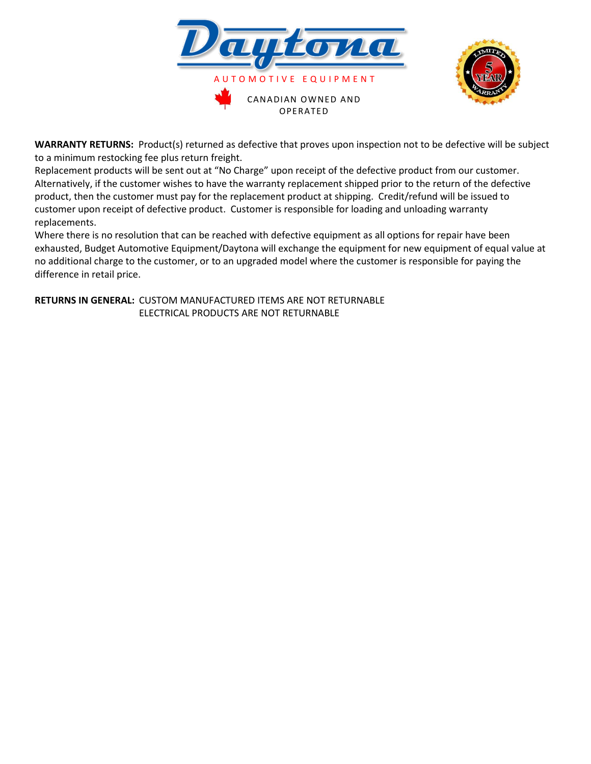Daytona

AUTOMOTIVE EQUIPMENT

CANADIAN OWNED AND OPERATED

LIMITED 5 YEAR WARRANTY

**WARRANTY RETURNS:** Product(s) returned as defective that proves upon inspection not to be defective will be subject to a minimum restocking fee plus return freight.
Replacement products will be sent out at "No Charge" upon receipt of the defective product from our customer. Alternatively, if the customer wishes to have the warranty replacement shipped prior to the return of the defective product, then the customer must pay for the replacement product at shipping. Credit/refund will be issued to customer upon receipt of defective product. Customer is responsible for loading and unloading warranty replacements.
Where there is no resolution that can be reached with defective equipment as all options for repair have been exhausted, Budget Automotive Equipment/Daytona will exchange the equipment for new equipment of equal value at no additional charge to the customer, or to an upgraded model where the customer is responsible for paying the difference in retail price.

**RETURNS IN GENERAL:** CUSTOM MANUFACTURED ITEMS ARE NOT RETURNABLE
ELECTRICAL PRODUCTS ARE NOT RETURNABLE